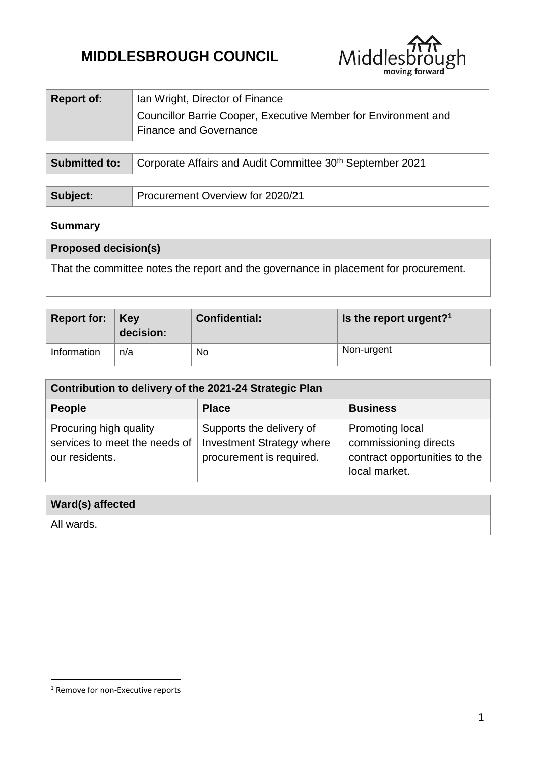# MIDDLESBROUGH COUNCIL

| Report of: | Ian Wright, Director of Finance<br>Councillor Barrie Cooper, Executive Member for Environment and Finance and Governance |
|---|---|

| Submitted to: | Corporate Affairs and Audit Committee 30th September 2021 |
|---|---|

| Subject: | Procurement Overview for 2020/21 |
|---|---|

**Summary**

| Proposed decision(s) |
|---|
| That the committee notes the report and the governance in placement for procurement. |

| Report for: | Key decision: | Confidential: | Is the report urgent?[1] |
|---|---|---|---|
| Information | n/a | No | Non-urgent |

| Contribution to delivery of the 2021-24 Strategic Plan | | |
|---|---|---|
| **People** | **Place** | **Business** |
| Procuring high quality services to meet the needs of our residents. | Supports the delivery of Investment Strategy where procurement is required. | Promoting local commissioning directs contract opportunities to the local market. |

| Ward(s) affected |
|---|
| All wards. |

[1] Remove for non-Executive reports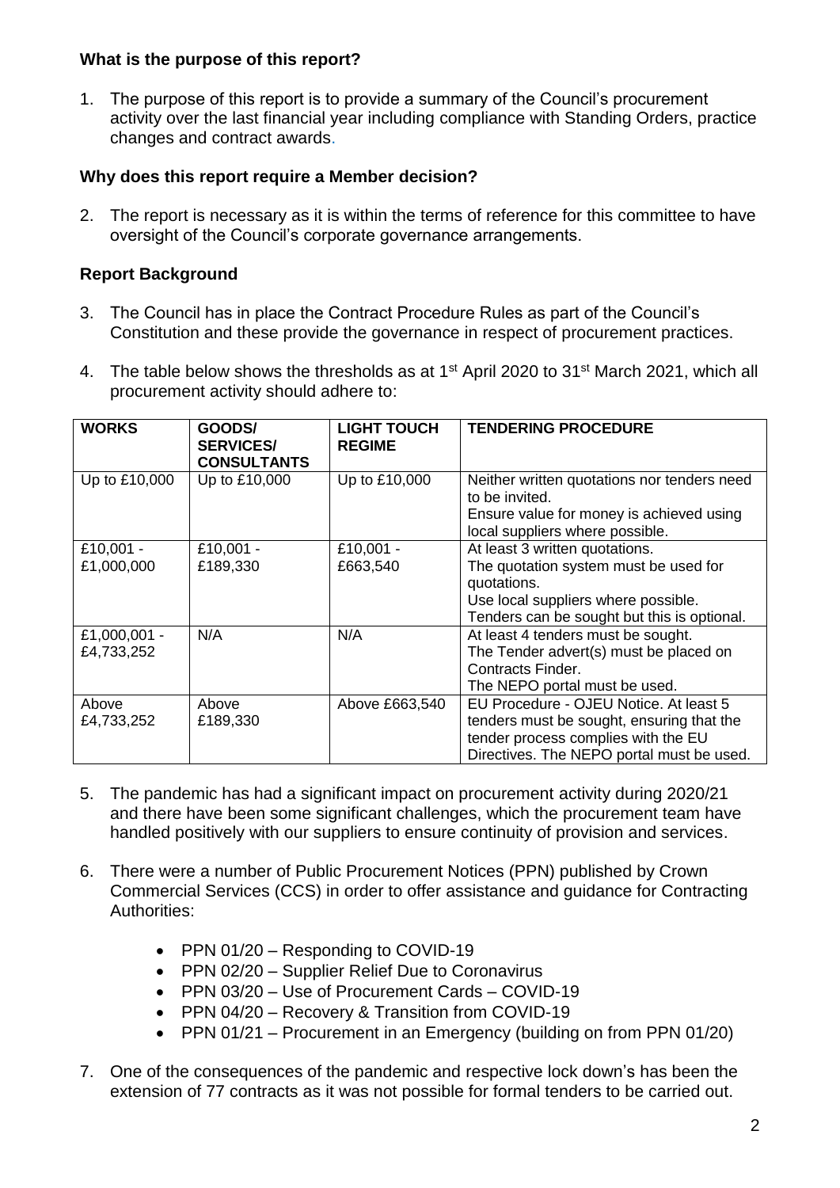### What is the purpose of this report?

1. The purpose of this report is to provide a summary of the Council's procurement activity over the last financial year including compliance with Standing Orders, practice changes and contract awards.

### Why does this report require a Member decision?

2. The report is necessary as it is within the terms of reference for this committee to have oversight of the Council's corporate governance arrangements.

### Report Background

3. The Council has in place the Contract Procedure Rules as part of the Council's Constitution and these provide the governance in respect of procurement practices.

4. The table below shows the thresholds as at 1st April 2020 to 31st March 2021, which all procurement activity should adhere to:

| **WORKS** | **GOODS/ SERVICES/ CONSULTANTS** | **LIGHT TOUCH REGIME** | **TENDERING PROCEDURE** |
|---|---|---|---|
| Up to £10,000 | Up to £10,000 | Up to £10,000 | Neither written quotations nor tenders need to be invited. Ensure value for money is achieved using local suppliers where possible. |
| £10,001 - £1,000,000 | £10,001 - £189,330 | £10,001 - £663,540 | At least 3 written quotations. The quotation system must be used for quotations. Use local suppliers where possible. Tenders can be sought but this is optional. |
| £1,000,001 - £4,733,252 | N/A | N/A | At least 4 tenders must be sought. The Tender advert(s) must be placed on Contracts Finder. The NEPO portal must be used. |
| Above £4,733,252 | Above £189,330 | Above £663,540 | EU Procedure - OJEU Notice. At least 5 tenders must be sought, ensuring that the tender process complies with the EU Directives. The NEPO portal must be used. |

5. The pandemic has had a significant impact on procurement activity during 2020/21 and there have been some significant challenges, which the procurement team have handled positively with our suppliers to ensure continuity of provision and services.

6. There were a number of Public Procurement Notices (PPN) published by Crown Commercial Services (CCS) in order to offer assistance and guidance for Contracting Authorities:

   - PPN 01/20 – Responding to COVID-19
   - PPN 02/20 – Supplier Relief Due to Coronavirus
   - PPN 03/20 – Use of Procurement Cards – COVID-19
   - PPN 04/20 – Recovery & Transition from COVID-19
   - PPN 01/21 – Procurement in an Emergency (building on from PPN 01/20)

7. One of the consequences of the pandemic and respective lock down's has been the extension of 77 contracts as it was not possible for formal tenders to be carried out.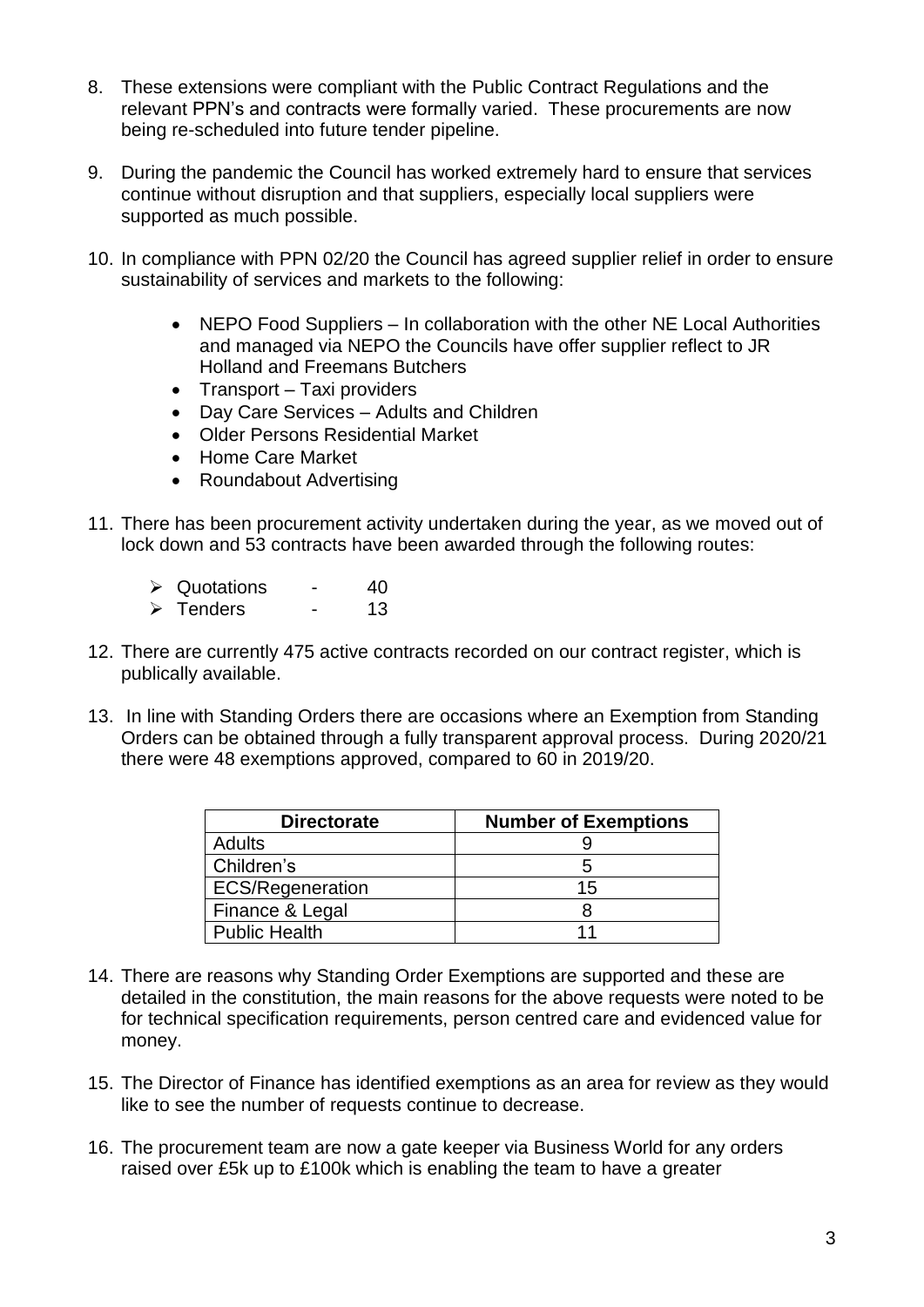8. These extensions were compliant with the Public Contract Regulations and the relevant PPN's and contracts were formally varied. These procurements are now being re-scheduled into future tender pipeline.

9. During the pandemic the Council has worked extremely hard to ensure that services continue without disruption and that suppliers, especially local suppliers were supported as much possible.

10. In compliance with PPN 02/20 the Council has agreed supplier relief in order to ensure sustainability of services and markets to the following:

    - NEPO Food Suppliers – In collaboration with the other NE Local Authorities and managed via NEPO the Councils have offer supplier reflect to JR Holland and Freemans Butchers
    - Transport – Taxi providers
    - Day Care Services – Adults and Children
    - Older Persons Residential Market
    - Home Care Market
    - Roundabout Advertising

11. There has been procurement activity undertaken during the year, as we moved out of lock down and 53 contracts have been awarded through the following routes:

    - Quotations - 40
    - Tenders - 13

12. There are currently 475 active contracts recorded on our contract register, which is publically available.

13. In line with Standing Orders there are occasions where an Exemption from Standing Orders can be obtained through a fully transparent approval process. During 2020/21 there were 48 exemptions approved, compared to 60 in 2019/20.

| Directorate | Number of Exemptions |
|---|---|
| Adults | 9 |
| Children's | 5 |
| ECS/Regeneration | 15 |
| Finance & Legal | 8 |
| Public Health | 11 |

14. There are reasons why Standing Order Exemptions are supported and these are detailed in the constitution, the main reasons for the above requests were noted to be for technical specification requirements, person centred care and evidenced value for money.

15. The Director of Finance has identified exemptions as an area for review as they would like to see the number of requests continue to decrease.

16. The procurement team are now a gate keeper via Business World for any orders raised over £5k up to £100k which is enabling the team to have a greater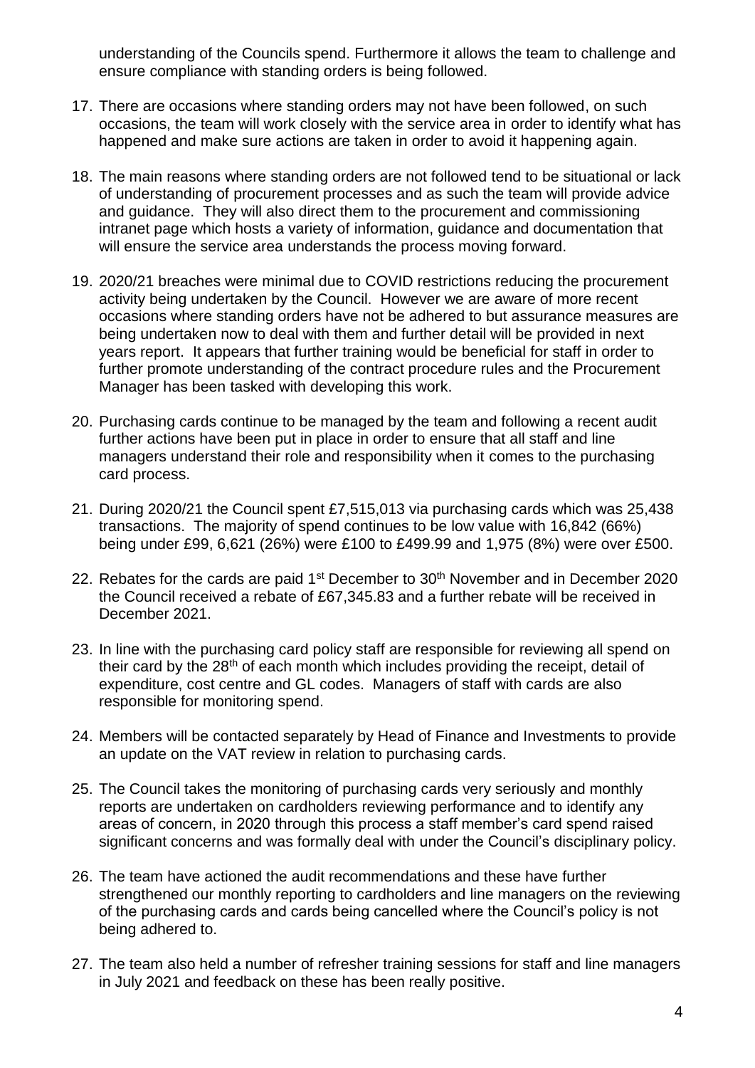understanding of the Councils spend. Furthermore it allows the team to challenge and ensure compliance with standing orders is being followed.

17. There are occasions where standing orders may not have been followed, on such occasions, the team will work closely with the service area in order to identify what has happened and make sure actions are taken in order to avoid it happening again.

18. The main reasons where standing orders are not followed tend to be situational or lack of understanding of procurement processes and as such the team will provide advice and guidance. They will also direct them to the procurement and commissioning intranet page which hosts a variety of information, guidance and documentation that will ensure the service area understands the process moving forward.

19. 2020/21 breaches were minimal due to COVID restrictions reducing the procurement activity being undertaken by the Council. However we are aware of more recent occasions where standing orders have not be adhered to but assurance measures are being undertaken now to deal with them and further detail will be provided in next years report. It appears that further training would be beneficial for staff in order to further promote understanding of the contract procedure rules and the Procurement Manager has been tasked with developing this work.

20. Purchasing cards continue to be managed by the team and following a recent audit further actions have been put in place in order to ensure that all staff and line managers understand their role and responsibility when it comes to the purchasing card process.

21. During 2020/21 the Council spent £7,515,013 via purchasing cards which was 25,438 transactions. The majority of spend continues to be low value with 16,842 (66%) being under £99, 6,621 (26%) were £100 to £499.99 and 1,975 (8%) were over £500.

22. Rebates for the cards are paid 1st December to 30th November and in December 2020 the Council received a rebate of £67,345.83 and a further rebate will be received in December 2021.

23. In line with the purchasing card policy staff are responsible for reviewing all spend on their card by the 28th of each month which includes providing the receipt, detail of expenditure, cost centre and GL codes. Managers of staff with cards are also responsible for monitoring spend.

24. Members will be contacted separately by Head of Finance and Investments to provide an update on the VAT review in relation to purchasing cards.

25. The Council takes the monitoring of purchasing cards very seriously and monthly reports are undertaken on cardholders reviewing performance and to identify any areas of concern, in 2020 through this process a staff member's card spend raised significant concerns and was formally deal with under the Council's disciplinary policy.

26. The team have actioned the audit recommendations and these have further strengthened our monthly reporting to cardholders and line managers on the reviewing of the purchasing cards and cards being cancelled where the Council's policy is not being adhered to.

27. The team also held a number of refresher training sessions for staff and line managers in July 2021 and feedback on these has been really positive.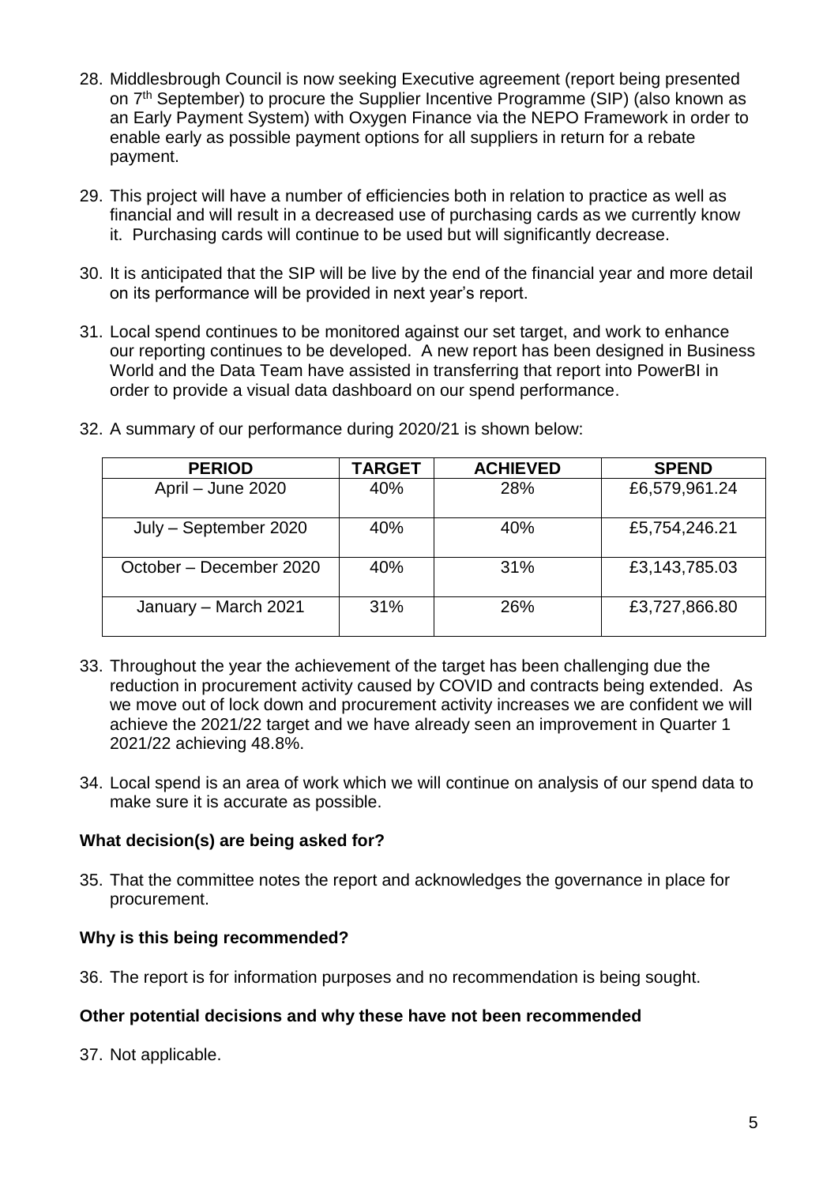28. Middlesbrough Council is now seeking Executive agreement (report being presented on 7th September) to procure the Supplier Incentive Programme (SIP) (also known as an Early Payment System) with Oxygen Finance via the NEPO Framework in order to enable early as possible payment options for all suppliers in return for a rebate payment.

29. This project will have a number of efficiencies both in relation to practice as well as financial and will result in a decreased use of purchasing cards as we currently know it. Purchasing cards will continue to be used but will significantly decrease.

30. It is anticipated that the SIP will be live by the end of the financial year and more detail on its performance will be provided in next year's report.

31. Local spend continues to be monitored against our set target, and work to enhance our reporting continues to be developed. A new report has been designed in Business World and the Data Team have assisted in transferring that report into PowerBI in order to provide a visual data dashboard on our spend performance.

32. A summary of our performance during 2020/21 is shown below:

| PERIOD | TARGET | ACHIEVED | SPEND |
|---|---|---|---|
| April – June 2020 | 40% | 28% | £6,579,961.24 |
| July – September 2020 | 40% | 40% | £5,754,246.21 |
| October – December 2020 | 40% | 31% | £3,143,785.03 |
| January – March 2021 | 31% | 26% | £3,727,866.80 |

33. Throughout the year the achievement of the target has been challenging due the reduction in procurement activity caused by COVID and contracts being extended. As we move out of lock down and procurement activity increases we are confident we will achieve the 2021/22 target and we have already seen an improvement in Quarter 1 2021/22 achieving 48.8%.

34. Local spend is an area of work which we will continue on analysis of our spend data to make sure it is accurate as possible.

**What decision(s) are being asked for?**

35. That the committee notes the report and acknowledges the governance in place for procurement.

**Why is this being recommended?**

36. The report is for information purposes and no recommendation is being sought.

**Other potential decisions and why these have not been recommended**

37. Not applicable.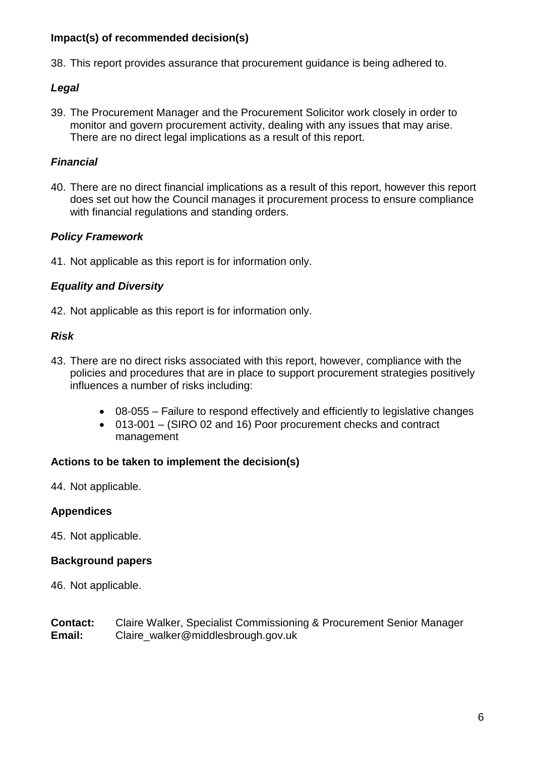**Impact(s) of recommended decision(s)**

38. This report provides assurance that procurement guidance is being adhered to.

***Legal***

39. The Procurement Manager and the Procurement Solicitor work closely in order to monitor and govern procurement activity, dealing with any issues that may arise. There are no direct legal implications as a result of this report.

***Financial***

40. There are no direct financial implications as a result of this report, however this report does set out how the Council manages it procurement process to ensure compliance with financial regulations and standing orders.

***Policy Framework***

41. Not applicable as this report is for information only.

***Equality and Diversity***

42. Not applicable as this report is for information only.

***Risk***

43. There are no direct risks associated with this report, however, compliance with the policies and procedures that are in place to support procurement strategies positively influences a number of risks including:

    - 08-055 – Failure to respond effectively and efficiently to legislative changes
    - 013-001 – (SIRO 02 and 16) Poor procurement checks and contract management

**Actions to be taken to implement the decision(s)**

44. Not applicable.

**Appendices**

45. Not applicable.

**Background papers**

46. Not applicable.

**Contact:** Claire Walker, Specialist Commissioning & Procurement Senior Manager
**Email:** Claire_walker@middlesbrough.gov.uk